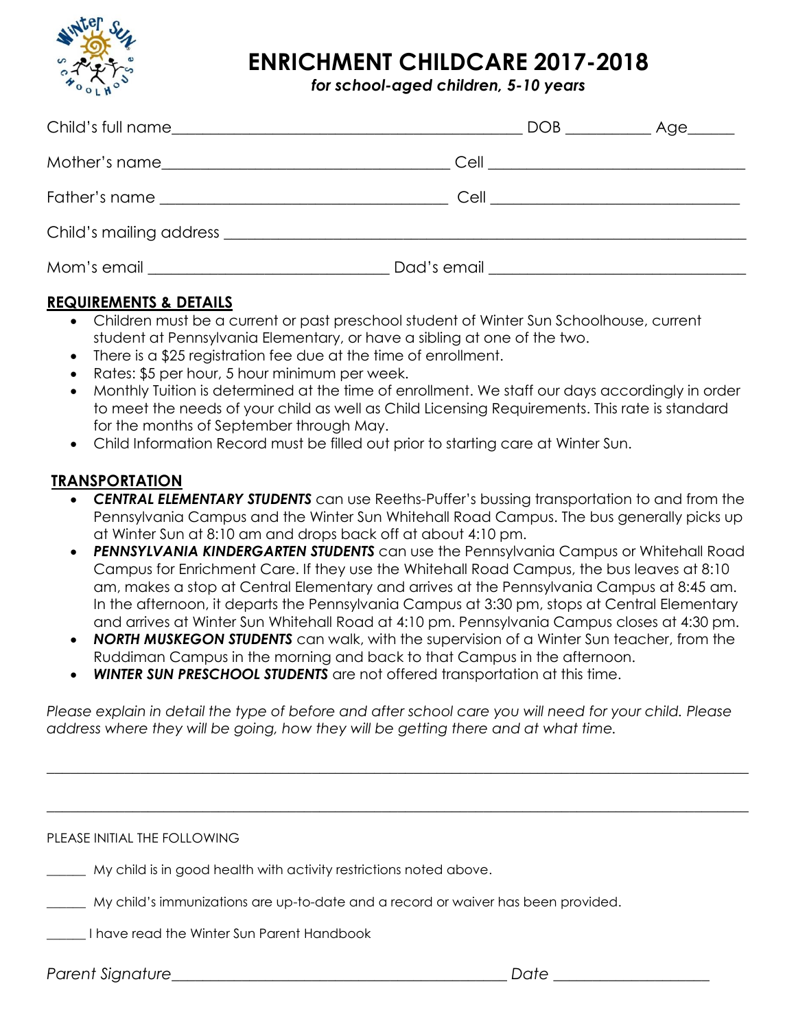# ENRICHMENT CHILDCARE 2017-2018

*for school-aged children, 5-10 years*

Child's full name_____________________________________________ DOB __________ Age______

Mother's name____________________________________ Cell ________________________________

Father's name ____________________________________ Cell ______________________________

Child's mailing address ___________________________________________________________________

Mom's email ______________________________ Dad's email ________________________________

## REQUIREMENTS & DETAILS

- Children must be a current or past preschool student of Winter Sun Schoolhouse, current student at Pennsylvania Elementary, or have a sibling at one of the two.
- There is a $25 registration fee due at the time of enrollment.
- Rates: $5 per hour, 5 hour minimum per week.
- Monthly Tuition is determined at the time of enrollment. We staff our days accordingly in order to meet the needs of your child as well as Child Licensing Requirements. This rate is standard for the months of September through May.
- Child Information Record must be filled out prior to starting care at Winter Sun.

## TRANSPORTATION

- ***CENTRAL ELEMENTARY STUDENTS*** can use Reeths-Puffer's bussing transportation to and from the Pennsylvania Campus and the Winter Sun Whitehall Road Campus. The bus generally picks up at Winter Sun at 8:10 am and drops back off at about 4:10 pm.
- ***PENNSYLVANIA KINDERGARTEN STUDENTS*** can use the Pennsylvania Campus or Whitehall Road Campus for Enrichment Care. If they use the Whitehall Road Campus, the bus leaves at 8:10 am, makes a stop at Central Elementary and arrives at the Pennsylvania Campus at 8:45 am. In the afternoon, it departs the Pennsylvania Campus at 3:30 pm, stops at Central Elementary and arrives at Winter Sun Whitehall Road at 4:10 pm. Pennsylvania Campus closes at 4:30 pm.
- ***NORTH MUSKEGON STUDENTS*** can walk, with the supervision of a Winter Sun teacher, from the Ruddiman Campus in the morning and back to that Campus in the afternoon.
- ***WINTER SUN PRESCHOOL STUDENTS*** are not offered transportation at this time.

*Please explain in detail the type of before and after school care you will need for your child. Please address where they will be going, how they will be getting there and at what time.*

_____________________________________________________________________________________________

_____________________________________________________________________________________________

PLEASE INITIAL THE FOLLOWING

______ My child is in good health with activity restrictions noted above.

______ My child's immunizations are up-to-date and a record or waiver has been provided.

______ I have read the Winter Sun Parent Handbook

*Parent Signature*_____________________________________________ *Date* ____________________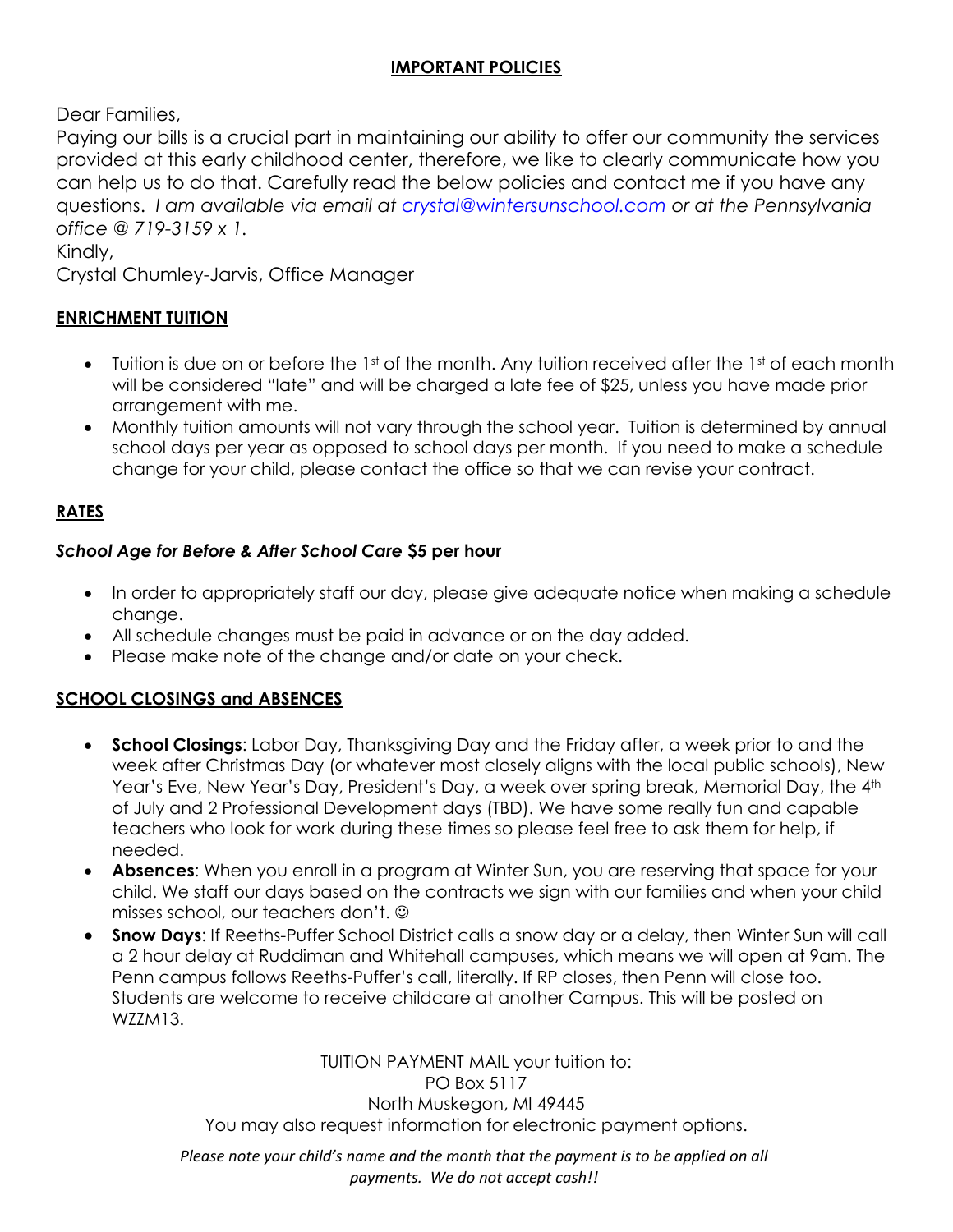## IMPORTANT POLICIES

Dear Families,

Paying our bills is a crucial part in maintaining our ability to offer our community the services provided at this early childhood center, therefore, we like to clearly communicate how you can help us to do that. Carefully read the below policies and contact me if you have any questions. *I am available via email at crystal@wintersunschool.com or at the Pennsylvania office @ 719-3159 x 1.*

Kindly,

Crystal Chumley-Jarvis, Office Manager

### ENRICHMENT TUITION

- Tuition is due on or before the 1st of the month. Any tuition received after the 1st of each month will be considered "late" and will be charged a late fee of $25, unless you have made prior arrangement with me.
- Monthly tuition amounts will not vary through the school year. Tuition is determined by annual school days per year as opposed to school days per month. If you need to make a schedule change for your child, please contact the office so that we can revise your contract.

### RATES

***School Age for Before & After School Care*** **$5 per hour**

- In order to appropriately staff our day, please give adequate notice when making a schedule change.
- All schedule changes must be paid in advance or on the day added.
- Please make note of the change and/or date on your check.

### SCHOOL CLOSINGS and ABSENCES

- **School Closings**: Labor Day, Thanksgiving Day and the Friday after, a week prior to and the week after Christmas Day (or whatever most closely aligns with the local public schools), New Year's Eve, New Year's Day, President's Day, a week over spring break, Memorial Day, the 4th of July and 2 Professional Development days (TBD). We have some really fun and capable teachers who look for work during these times so please feel free to ask them for help, if needed.
- **Absences**: When you enroll in a program at Winter Sun, you are reserving that space for your child. We staff our days based on the contracts we sign with our families and when your child misses school, our teachers don't. ☺
- **Snow Days**: If Reeths-Puffer School District calls a snow day or a delay, then Winter Sun will call a 2 hour delay at Ruddiman and Whitehall campuses, which means we will open at 9am. The Penn campus follows Reeths-Puffer's call, literally. If RP closes, then Penn will close too. Students are welcome to receive childcare at another Campus. This will be posted on WZZM13.

TUITION PAYMENT MAIL your tuition to:
PO Box 5117
North Muskegon, MI 49445
You may also request information for electronic payment options.

*Please note your child's name and the month that the payment is to be applied on all payments. We do not accept cash!!*